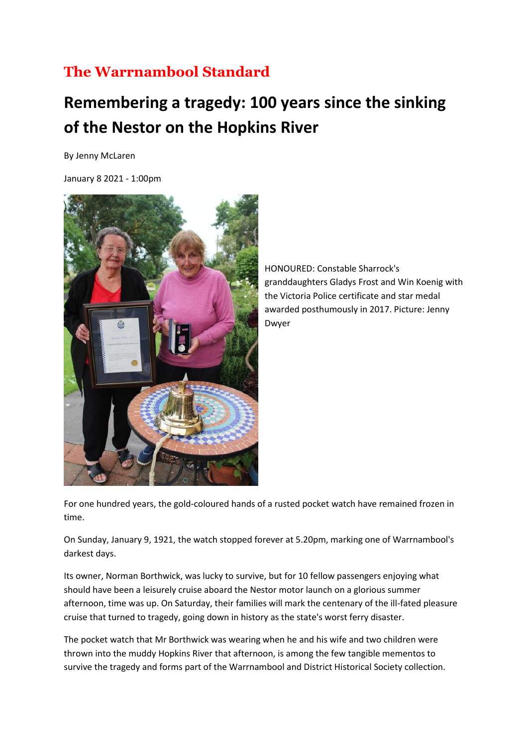**The Warrnambool Standard**

# Remembering a tragedy: 100 years since the sinking of the Nestor on the Hopkins River

By Jenny McLaren

January 8 2021 - 1:00pm

HONOURED: Constable Sharrock's granddaughters Gladys Frost and Win Koenig with the Victoria Police certificate and star medal awarded posthumously in 2017. Picture: Jenny Dwyer

For one hundred years, the gold-coloured hands of a rusted pocket watch have remained frozen in time.

On Sunday, January 9, 1921, the watch stopped forever at 5.20pm, marking one of Warrnambool's darkest days.

Its owner, Norman Borthwick, was lucky to survive, but for 10 fellow passengers enjoying what should have been a leisurely cruise aboard the Nestor motor launch on a glorious summer afternoon, time was up. On Saturday, their families will mark the centenary of the ill-fated pleasure cruise that turned to tragedy, going down in history as the state's worst ferry disaster.

The pocket watch that Mr Borthwick was wearing when he and his wife and two children were thrown into the muddy Hopkins River that afternoon, is among the few tangible mementos to survive the tragedy and forms part of the Warrnambool and District Historical Society collection.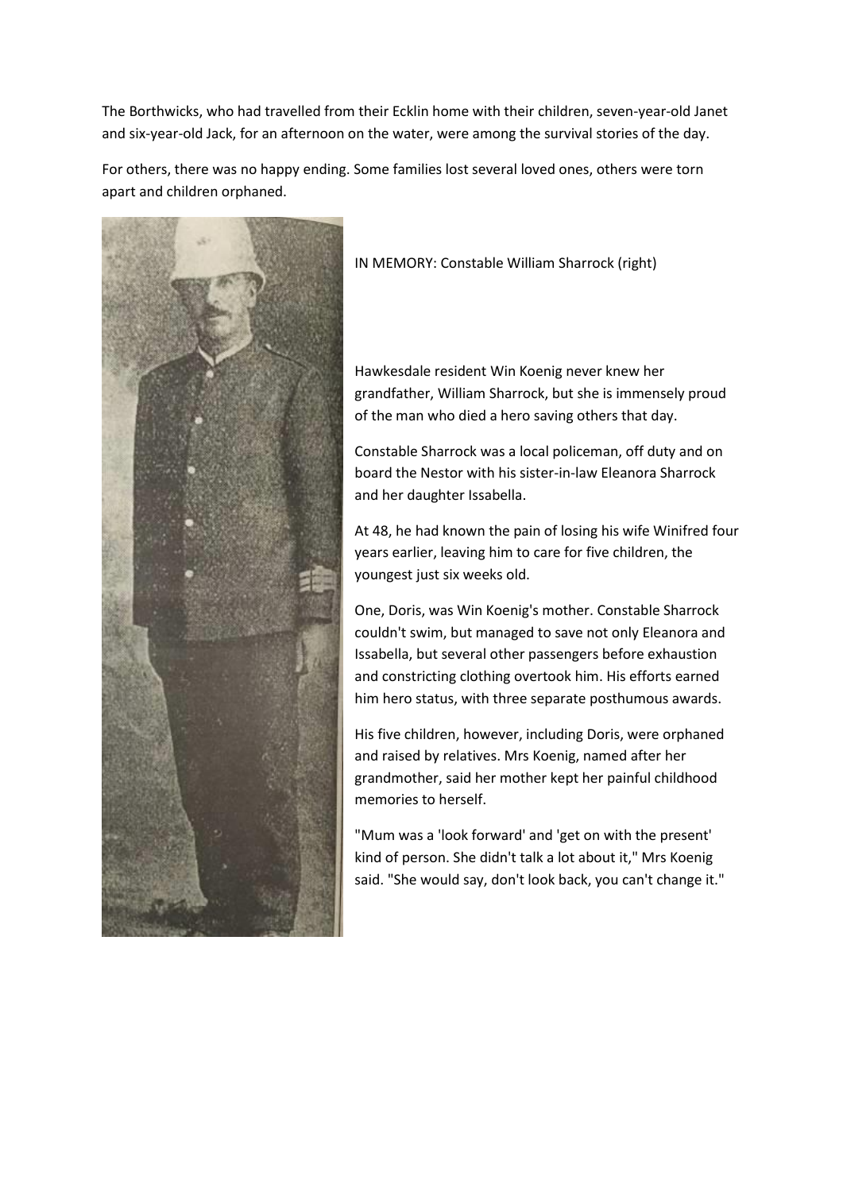The Borthwicks, who had travelled from their Ecklin home with their children, seven-year-old Janet and six-year-old Jack, for an afternoon on the water, were among the survival stories of the day.

For others, there was no happy ending. Some families lost several loved ones, others were torn apart and children orphaned.

IN MEMORY: Constable William Sharrock (right)

Hawkesdale resident Win Koenig never knew her grandfather, William Sharrock, but she is immensely proud of the man who died a hero saving others that day.

Constable Sharrock was a local policeman, off duty and on board the Nestor with his sister-in-law Eleanora Sharrock and her daughter Issabella.

At 48, he had known the pain of losing his wife Winifred four years earlier, leaving him to care for five children, the youngest just six weeks old.

One, Doris, was Win Koenig's mother. Constable Sharrock couldn't swim, but managed to save not only Eleanora and Issabella, but several other passengers before exhaustion and constricting clothing overtook him. His efforts earned him hero status, with three separate posthumous awards.

His five children, however, including Doris, were orphaned and raised by relatives. Mrs Koenig, named after her grandmother, said her mother kept her painful childhood memories to herself.

"Mum was a 'look forward' and 'get on with the present' kind of person. She didn't talk a lot about it," Mrs Koenig said. "She would say, don't look back, you can't change it."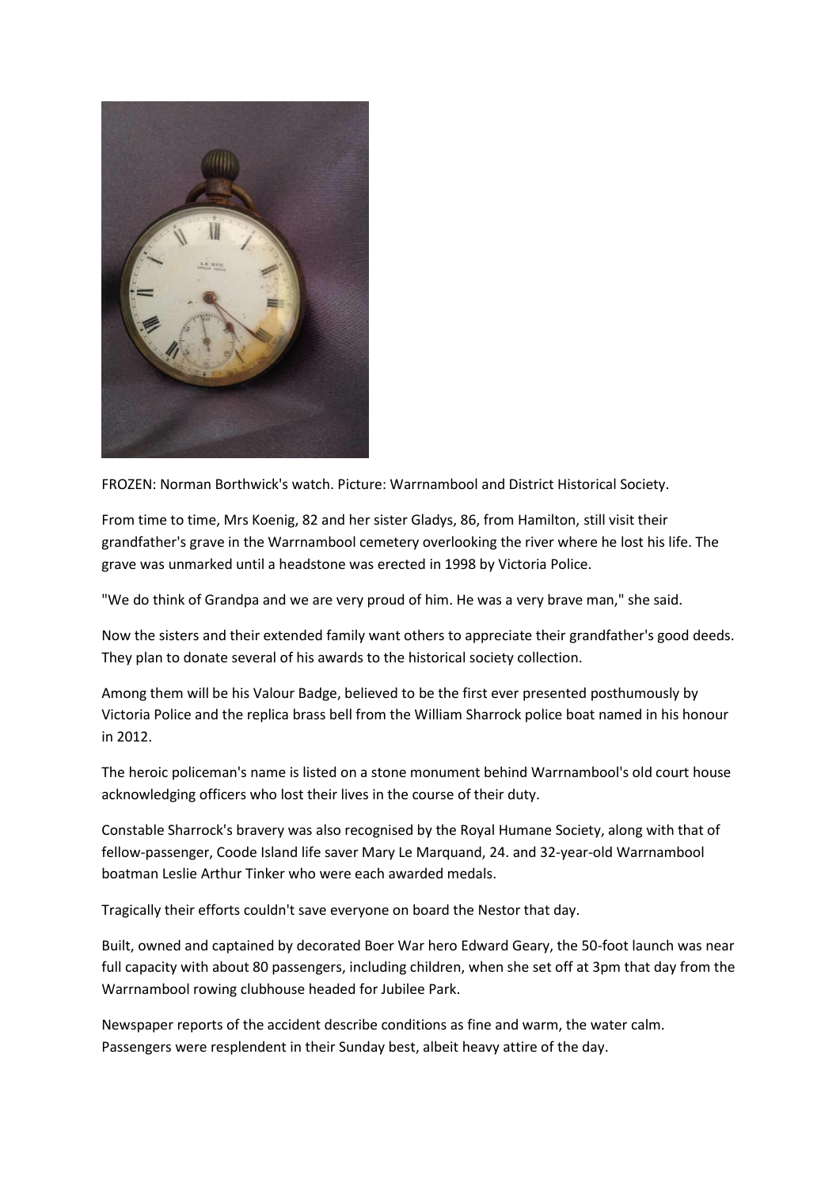FROZEN: Norman Borthwick's watch. Picture: Warrnambool and District Historical Society.

From time to time, Mrs Koenig, 82 and her sister Gladys, 86, from Hamilton, still visit their grandfather's grave in the Warrnambool cemetery overlooking the river where he lost his life. The grave was unmarked until a headstone was erected in 1998 by Victoria Police.

"We do think of Grandpa and we are very proud of him. He was a very brave man," she said.

Now the sisters and their extended family want others to appreciate their grandfather's good deeds. They plan to donate several of his awards to the historical society collection.

Among them will be his Valour Badge, believed to be the first ever presented posthumously by Victoria Police and the replica brass bell from the William Sharrock police boat named in his honour in 2012.

The heroic policeman's name is listed on a stone monument behind Warrnambool's old court house acknowledging officers who lost their lives in the course of their duty.

Constable Sharrock's bravery was also recognised by the Royal Humane Society, along with that of fellow-passenger, Coode Island life saver Mary Le Marquand, 24. and 32-year-old Warrnambool boatman Leslie Arthur Tinker who were each awarded medals.

Tragically their efforts couldn't save everyone on board the Nestor that day.

Built, owned and captained by decorated Boer War hero Edward Geary, the 50-foot launch was near full capacity with about 80 passengers, including children, when she set off at 3pm that day from the Warrnambool rowing clubhouse headed for Jubilee Park.

Newspaper reports of the accident describe conditions as fine and warm, the water calm. Passengers were resplendent in their Sunday best, albeit heavy attire of the day.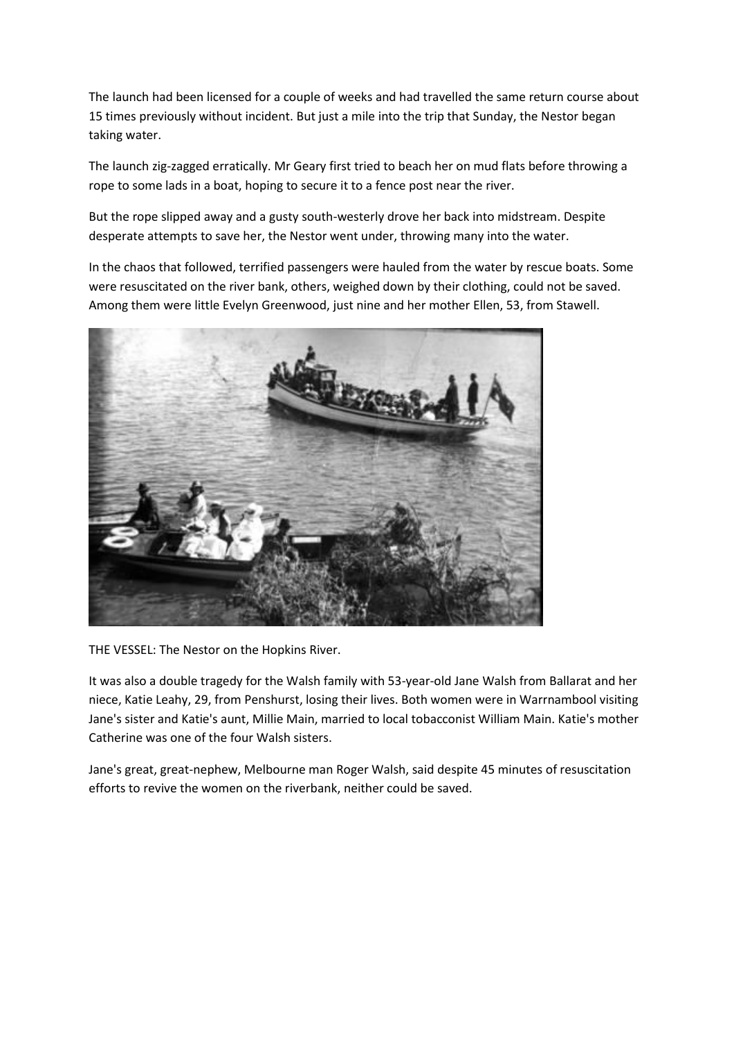The launch had been licensed for a couple of weeks and had travelled the same return course about 15 times previously without incident. But just a mile into the trip that Sunday, the Nestor began taking water.

The launch zig-zagged erratically. Mr Geary first tried to beach her on mud flats before throwing a rope to some lads in a boat, hoping to secure it to a fence post near the river.

But the rope slipped away and a gusty south-westerly drove her back into midstream. Despite desperate attempts to save her, the Nestor went under, throwing many into the water.

In the chaos that followed, terrified passengers were hauled from the water by rescue boats. Some were resuscitated on the river bank, others, weighed down by their clothing, could not be saved. Among them were little Evelyn Greenwood, just nine and her mother Ellen, 53, from Stawell.

THE VESSEL: The Nestor on the Hopkins River.

It was also a double tragedy for the Walsh family with 53-year-old Jane Walsh from Ballarat and her niece, Katie Leahy, 29, from Penshurst, losing their lives. Both women were in Warrnambool visiting Jane's sister and Katie's aunt, Millie Main, married to local tobacconist William Main. Katie's mother Catherine was one of the four Walsh sisters.

Jane's great, great-nephew, Melbourne man Roger Walsh, said despite 45 minutes of resuscitation efforts to revive the women on the riverbank, neither could be saved.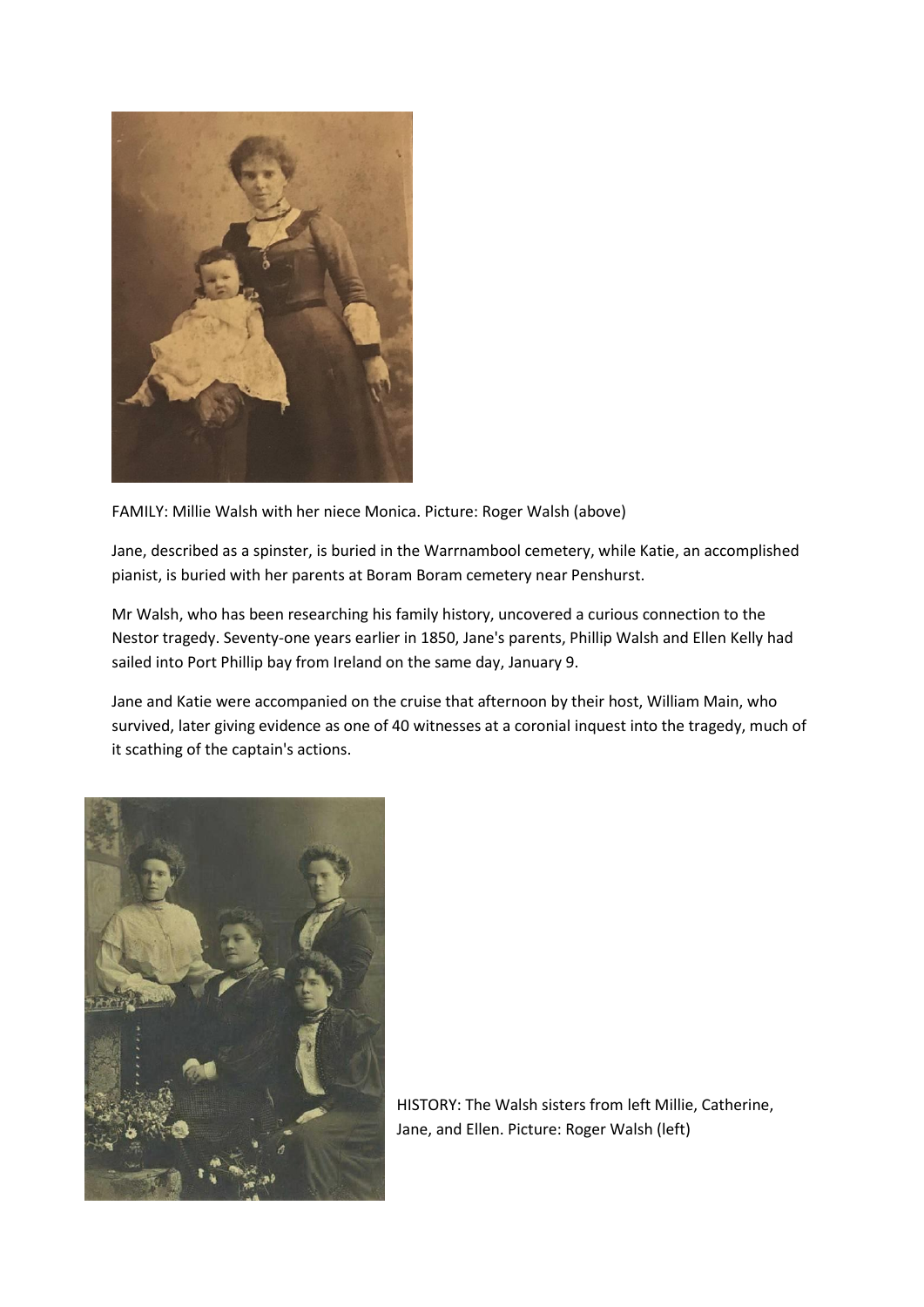FAMILY: Millie Walsh with her niece Monica. Picture: Roger Walsh (above)

Jane, described as a spinster, is buried in the Warrnambool cemetery, while Katie, an accomplished pianist, is buried with her parents at Boram Boram cemetery near Penshurst.

Mr Walsh, who has been researching his family history, uncovered a curious connection to the Nestor tragedy. Seventy-one years earlier in 1850, Jane's parents, Phillip Walsh and Ellen Kelly had sailed into Port Phillip bay from Ireland on the same day, January 9.

Jane and Katie were accompanied on the cruise that afternoon by their host, William Main, who survived, later giving evidence as one of 40 witnesses at a coronial inquest into the tragedy, much of it scathing of the captain's actions.

HISTORY: The Walsh sisters from left Millie, Catherine, Jane, and Ellen. Picture: Roger Walsh (left)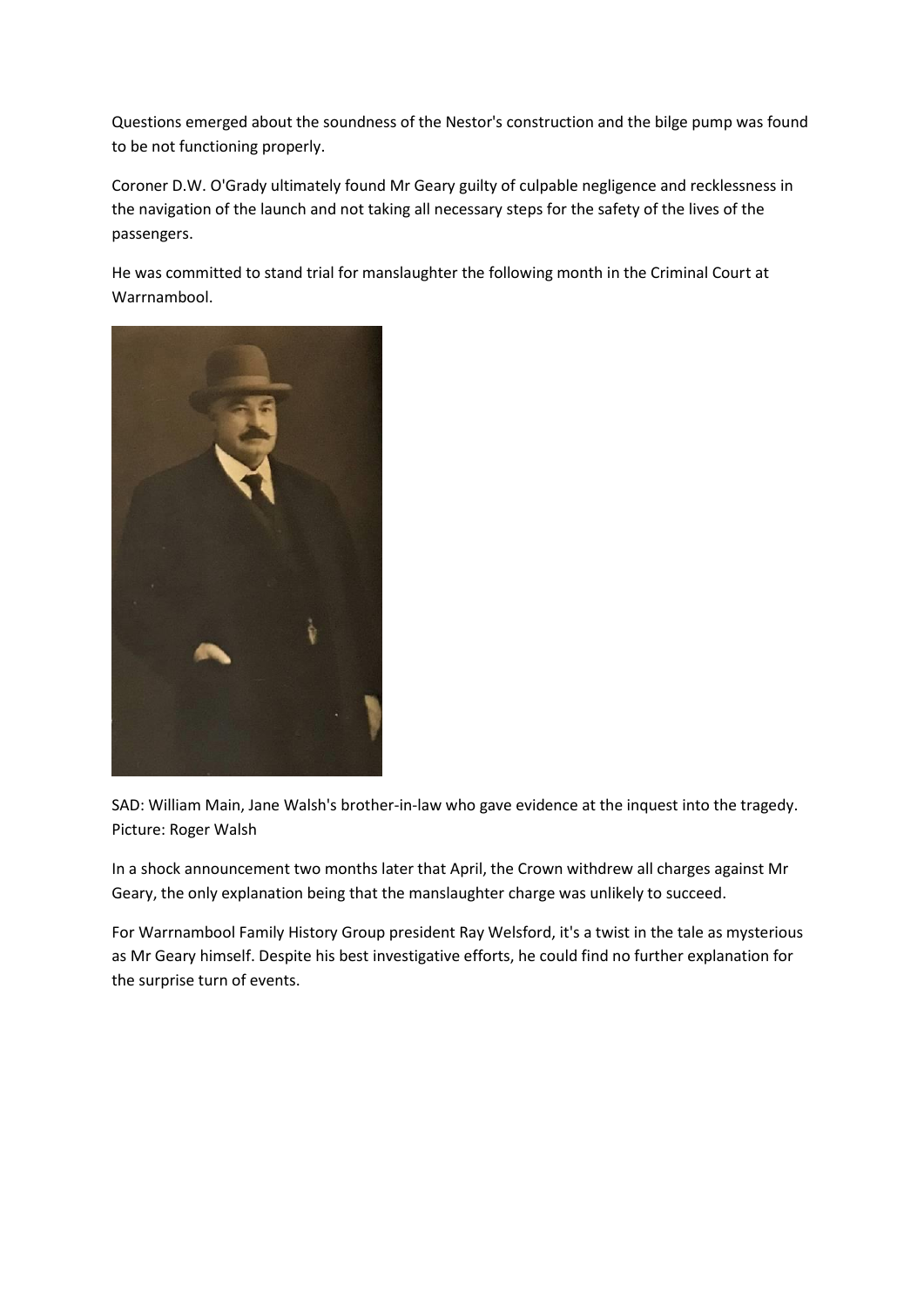Questions emerged about the soundness of the Nestor's construction and the bilge pump was found to be not functioning properly.

Coroner D.W. O'Grady ultimately found Mr Geary guilty of culpable negligence and recklessness in the navigation of the launch and not taking all necessary steps for the safety of the lives of the passengers.

He was committed to stand trial for manslaughter the following month in the Criminal Court at Warrnambool.

SAD: William Main, Jane Walsh's brother-in-law who gave evidence at the inquest into the tragedy. Picture: Roger Walsh

In a shock announcement two months later that April, the Crown withdrew all charges against Mr Geary, the only explanation being that the manslaughter charge was unlikely to succeed.

For Warrnambool Family History Group president Ray Welsford, it's a twist in the tale as mysterious as Mr Geary himself. Despite his best investigative efforts, he could find no further explanation for the surprise turn of events.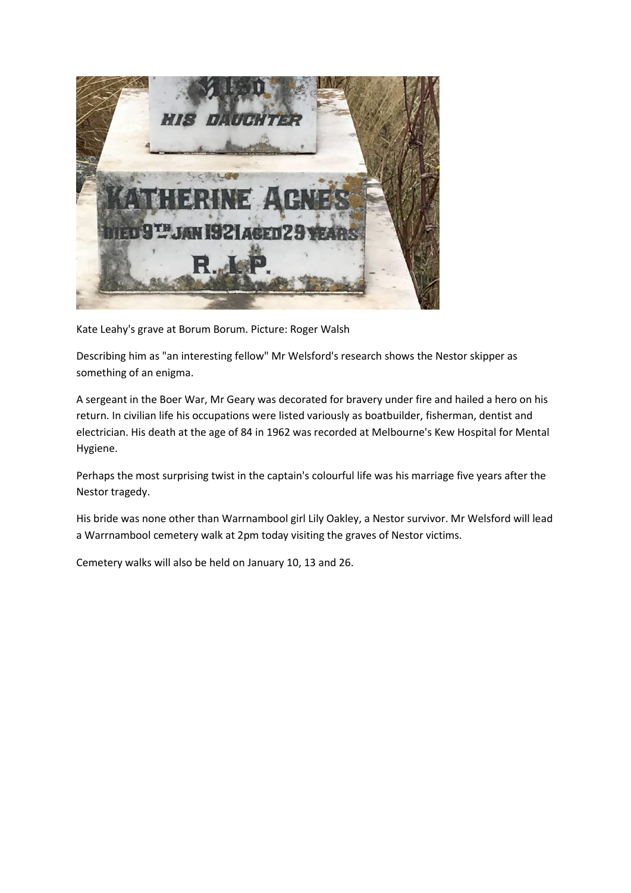Kate Leahy's grave at Borum Borum. Picture: Roger Walsh

Describing him as "an interesting fellow" Mr Welsford's research shows the Nestor skipper as something of an enigma.

A sergeant in the Boer War, Mr Geary was decorated for bravery under fire and hailed a hero on his return. In civilian life his occupations were listed variously as boatbuilder, fisherman, dentist and electrician. His death at the age of 84 in 1962 was recorded at Melbourne's Kew Hospital for Mental Hygiene.

Perhaps the most surprising twist in the captain's colourful life was his marriage five years after the Nestor tragedy.

His bride was none other than Warrnambool girl Lily Oakley, a Nestor survivor. Mr Welsford will lead a Warrnambool cemetery walk at 2pm today visiting the graves of Nestor victims.

Cemetery walks will also be held on January 10, 13 and 26.